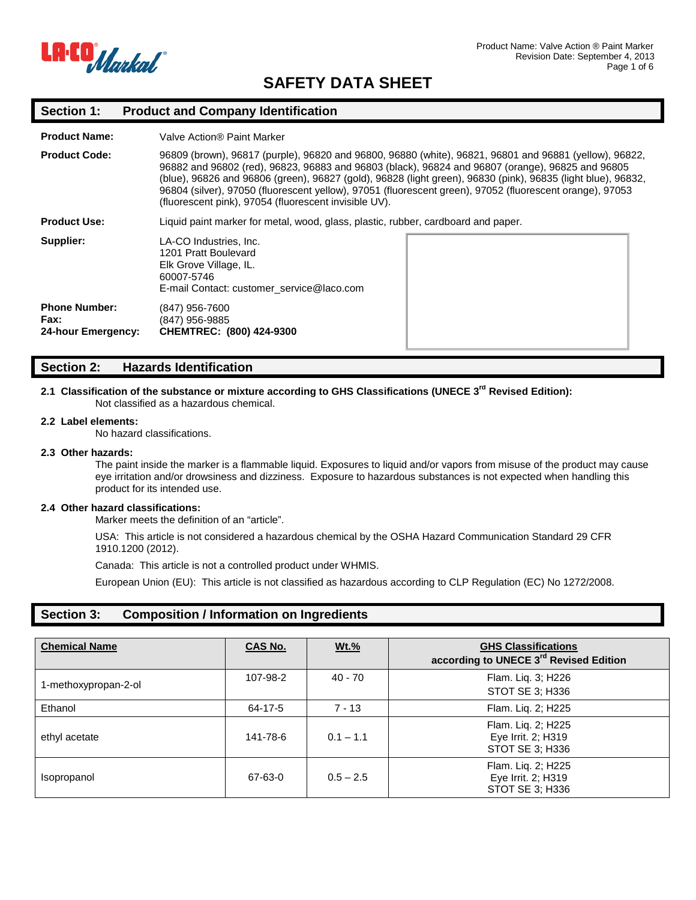# SAFETY DATA SHEET

## Section 1: Product and Company Identification

**Product Name:** Valve Action® Paint Marker

**Product Code:** 96809 (brown), 96817 (purple), 96820 and 96800, 96880 (white), 96821, 96801 and 96881 (yellow), 96822, 96882 and 96802 (red), 96823, 96883 and 96803 (black), 96824 and 96807 (orange), 96825 and 96805 (blue), 96826 and 96806 (green), 96827 (gold), 96828 (light green), 96830 (pink), 96835 (light blue), 96832, 96804 (silver), 97050 (fluorescent yellow), 97051 (fluorescent green), 97052 (fluorescent orange), 97053 (fluorescent pink), 97054 (fluorescent invisible UV).

**Product Use:** Liquid paint marker for metal, wood, glass, plastic, rubber, cardboard and paper.

**Supplier:** LA-CO Industries, Inc.
1201 Pratt Boulevard
Elk Grove Village, IL.
60007-5746
E-mail Contact: customer_service@laco.com

**Phone Number:** (847) 956-7600
**Fax:** (847) 956-9885
**24-hour Emergency:** **CHEMTREC: (800) 424-9300**

## Section 2: Hazards Identification

**2.1 Classification of the substance or mixture according to GHS Classifications (UNECE 3rd Revised Edition):**

Not classified as a hazardous chemical.

**2.2 Label elements:**

No hazard classifications.

**2.3 Other hazards:**

The paint inside the marker is a flammable liquid. Exposures to liquid and/or vapors from misuse of the product may cause eye irritation and/or drowsiness and dizziness. Exposure to hazardous substances is not expected when handling this product for its intended use.

**2.4 Other hazard classifications:**

Marker meets the definition of an "article".

USA: This article is not considered a hazardous chemical by the OSHA Hazard Communication Standard 29 CFR 1910.1200 (2012).

Canada: This article is not a controlled product under WHMIS.

European Union (EU): This article is not classified as hazardous according to CLP Regulation (EC) No 1272/2008.

## Section 3: Composition / Information on Ingredients

| Chemical Name | CAS No. | Wt.% | GHS Classifications according to UNECE 3rd Revised Edition |
|---|---|---|---|
| 1-methoxypropan-2-ol | 107-98-2 | 40 - 70 | Flam. Liq. 3; H226<br>STOT SE 3; H336 |
| Ethanol | 64-17-5 | 7 - 13 | Flam. Liq. 2; H225 |
| ethyl acetate | 141-78-6 | 0.1 – 1.1 | Flam. Liq. 2; H225<br>Eye Irrit. 2; H319<br>STOT SE 3; H336 |
| Isopropanol | 67-63-0 | 0.5 – 2.5 | Flam. Liq. 2; H225<br>Eye Irrit. 2; H319<br>STOT SE 3; H336 |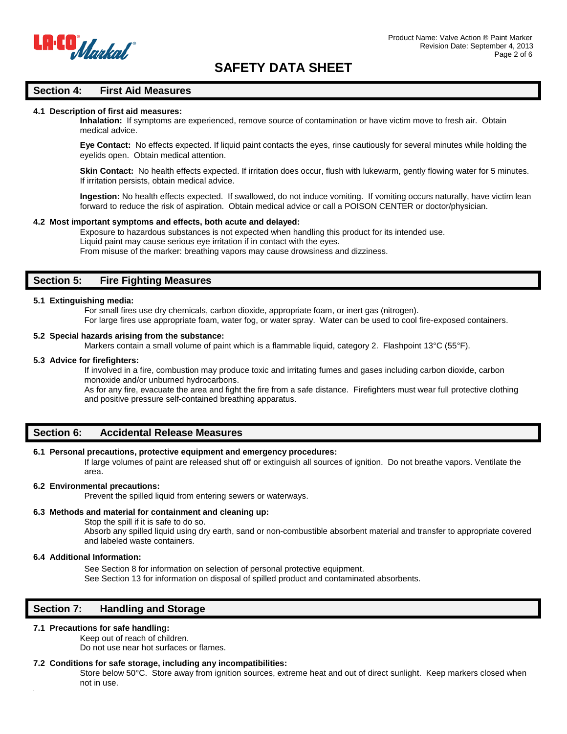# SAFETY DATA SHEET

## Section 4: First Aid Measures

**4.1 Description of first aid measures:**

**Inhalation:** If symptoms are experienced, remove source of contamination or have victim move to fresh air. Obtain medical advice.

**Eye Contact:** No effects expected. If liquid paint contacts the eyes, rinse cautiously for several minutes while holding the eyelids open. Obtain medical attention.

**Skin Contact:** No health effects expected. If irritation does occur, flush with lukewarm, gently flowing water for 5 minutes. If irritation persists, obtain medical advice.

**Ingestion:** No health effects expected. If swallowed, do not induce vomiting. If vomiting occurs naturally, have victim lean forward to reduce the risk of aspiration. Obtain medical advice or call a POISON CENTER or doctor/physician.

**4.2 Most important symptoms and effects, both acute and delayed:**

Exposure to hazardous substances is not expected when handling this product for its intended use.
Liquid paint may cause serious eye irritation if in contact with the eyes.
From misuse of the marker: breathing vapors may cause drowsiness and dizziness.

## Section 5: Fire Fighting Measures

**5.1 Extinguishing media:**

For small fires use dry chemicals, carbon dioxide, appropriate foam, or inert gas (nitrogen).
For large fires use appropriate foam, water fog, or water spray. Water can be used to cool fire-exposed containers.

**5.2 Special hazards arising from the substance:**

Markers contain a small volume of paint which is a flammable liquid, category 2. Flashpoint 13°C (55°F).

**5.3 Advice for firefighters:**

If involved in a fire, combustion may produce toxic and irritating fumes and gases including carbon dioxide, carbon monoxide and/or unburned hydrocarbons.
As for any fire, evacuate the area and fight the fire from a safe distance. Firefighters must wear full protective clothing and positive pressure self-contained breathing apparatus.

## Section 6: Accidental Release Measures

**6.1 Personal precautions, protective equipment and emergency procedures:**

If large volumes of paint are released shut off or extinguish all sources of ignition. Do not breathe vapors. Ventilate the area.

**6.2 Environmental precautions:**

Prevent the spilled liquid from entering sewers or waterways.

**6.3 Methods and material for containment and cleaning up:**

Stop the spill if it is safe to do so.
Absorb any spilled liquid using dry earth, sand or non-combustible absorbent material and transfer to appropriate covered and labeled waste containers.

**6.4 Additional Information:**

See Section 8 for information on selection of personal protective equipment.
See Section 13 for information on disposal of spilled product and contaminated absorbents.

## Section 7: Handling and Storage

**7.1 Precautions for safe handling:**

Keep out of reach of children.
Do not use near hot surfaces or flames.

**7.2 Conditions for safe storage, including any incompatibilities:**

Store below 50°C. Store away from ignition sources, extreme heat and out of direct sunlight. Keep markers closed when not in use.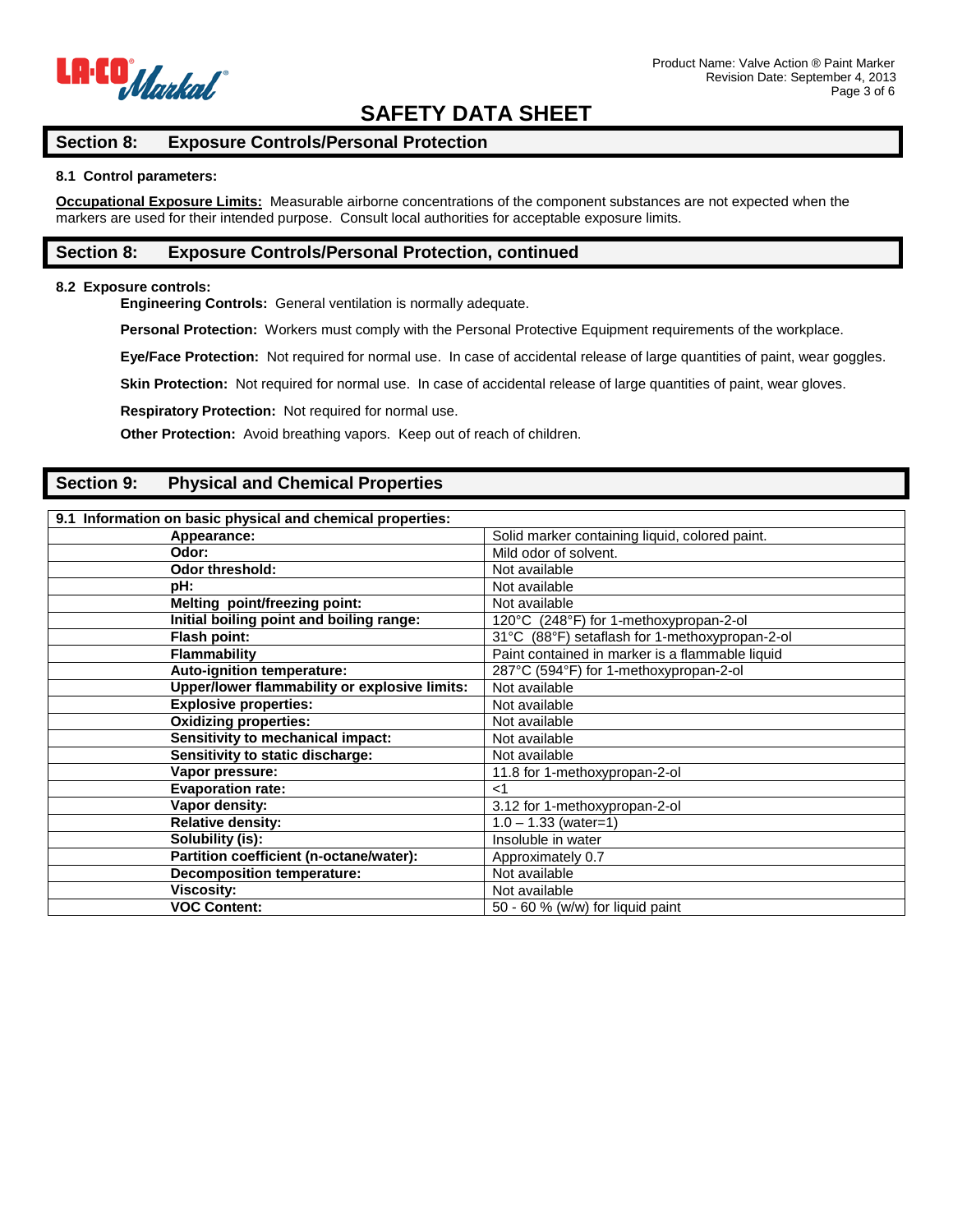# SAFETY DATA SHEET

## Section 8: Exposure Controls/Personal Protection

**8.1 Control parameters:**

**Occupational Exposure Limits:** Measurable airborne concentrations of the component substances are not expected when the markers are used for their intended purpose. Consult local authorities for acceptable exposure limits.

## Section 8: Exposure Controls/Personal Protection, continued

**8.2 Exposure controls:**

**Engineering Controls:** General ventilation is normally adequate.

**Personal Protection:** Workers must comply with the Personal Protective Equipment requirements of the workplace.

**Eye/Face Protection:** Not required for normal use. In case of accidental release of large quantities of paint, wear goggles.

**Skin Protection:** Not required for normal use. In case of accidental release of large quantities of paint, wear gloves.

**Respiratory Protection:** Not required for normal use.

**Other Protection:** Avoid breathing vapors. Keep out of reach of children.

## Section 9: Physical and Chemical Properties

| 9.1 Information on basic physical and chemical properties: | |
|---|---|
| **Appearance:** | Solid marker containing liquid, colored paint. |
| **Odor:** | Mild odor of solvent. |
| **Odor threshold:** | Not available |
| **pH:** | Not available |
| **Melting point/freezing point:** | Not available |
| **Initial boiling point and boiling range:** | 120°C (248°F) for 1-methoxypropan-2-ol |
| **Flash point:** | 31°C (88°F) setaflash for 1-methoxypropan-2-ol |
| **Flammability** | Paint contained in marker is a flammable liquid |
| **Auto-ignition temperature:** | 287°C (594°F) for 1-methoxypropan-2-ol |
| **Upper/lower flammability or explosive limits:** | Not available |
| **Explosive properties:** | Not available |
| **Oxidizing properties:** | Not available |
| **Sensitivity to mechanical impact:** | Not available |
| **Sensitivity to static discharge:** | Not available |
| **Vapor pressure:** | 11.8 for 1-methoxypropan-2-ol |
| **Evaporation rate:** | <1 |
| **Vapor density:** | 3.12 for 1-methoxypropan-2-ol |
| **Relative density:** | 1.0 – 1.33 (water=1) |
| **Solubility (is):** | Insoluble in water |
| **Partition coefficient (n-octane/water):** | Approximately 0.7 |
| **Decomposition temperature:** | Not available |
| **Viscosity:** | Not available |
| **VOC Content:** | 50 - 60 % (w/w) for liquid paint |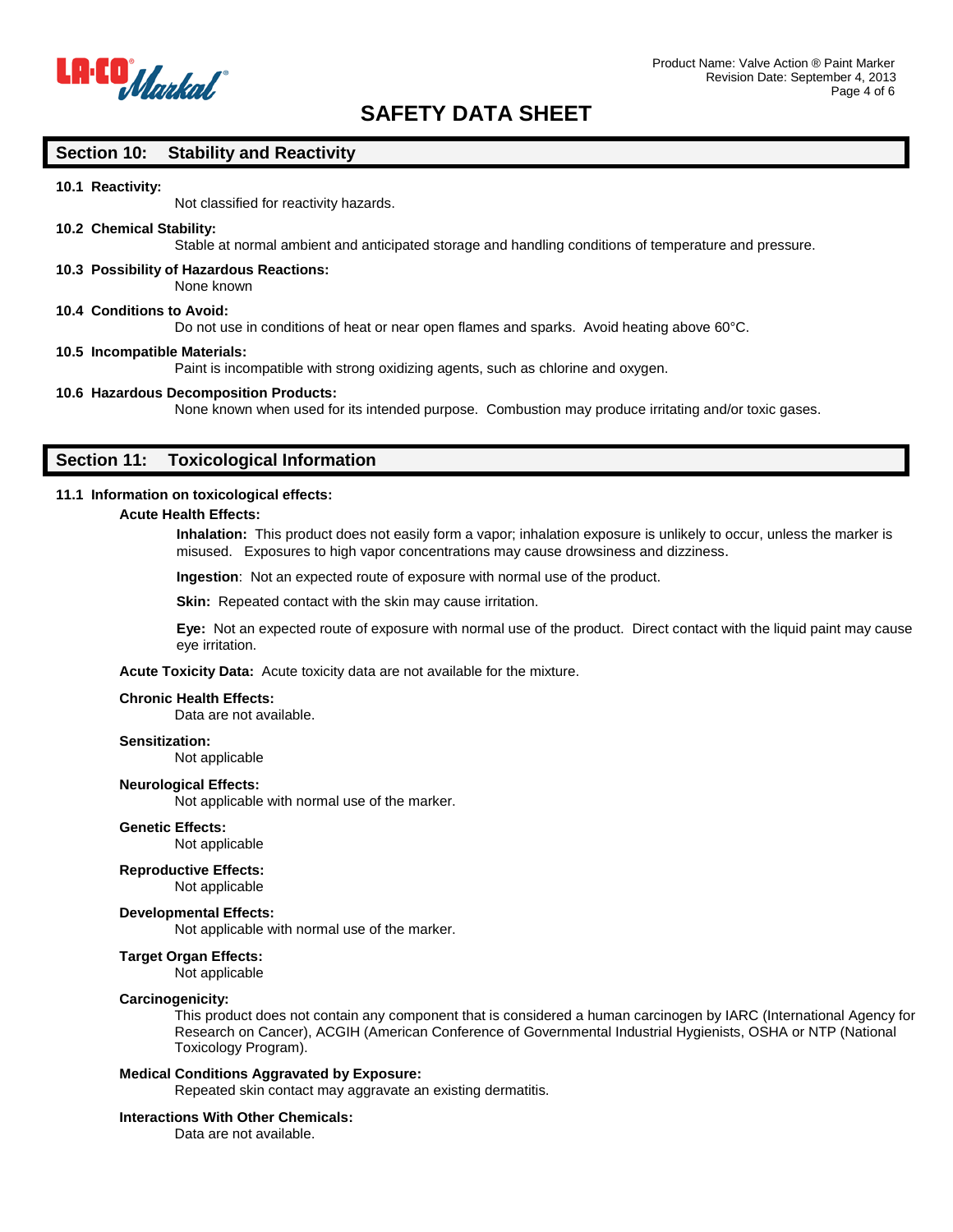# SAFETY DATA SHEET

## Section 10: Stability and Reactivity

**10.1 Reactivity:**

Not classified for reactivity hazards.

**10.2 Chemical Stability:**

Stable at normal ambient and anticipated storage and handling conditions of temperature and pressure.

**10.3 Possibility of Hazardous Reactions:**

None known

**10.4 Conditions to Avoid:**

Do not use in conditions of heat or near open flames and sparks. Avoid heating above 60°C.

**10.5 Incompatible Materials:**

Paint is incompatible with strong oxidizing agents, such as chlorine and oxygen.

**10.6 Hazardous Decomposition Products:**

None known when used for its intended purpose. Combustion may produce irritating and/or toxic gases.

## Section 11: Toxicological Information

**11.1 Information on toxicological effects:**

**Acute Health Effects:**

**Inhalation:** This product does not easily form a vapor; inhalation exposure is unlikely to occur, unless the marker is misused. Exposures to high vapor concentrations may cause drowsiness and dizziness.

**Ingestion**: Not an expected route of exposure with normal use of the product.

**Skin:** Repeated contact with the skin may cause irritation.

**Eye:** Not an expected route of exposure with normal use of the product. Direct contact with the liquid paint may cause eye irritation.

**Acute Toxicity Data:** Acute toxicity data are not available for the mixture.

**Chronic Health Effects:**

Data are not available.

**Sensitization:**

Not applicable

**Neurological Effects:**

Not applicable with normal use of the marker.

**Genetic Effects:**

Not applicable

**Reproductive Effects:**

Not applicable

**Developmental Effects:**

Not applicable with normal use of the marker.

**Target Organ Effects:**

Not applicable

**Carcinogenicity:**

This product does not contain any component that is considered a human carcinogen by IARC (International Agency for Research on Cancer), ACGIH (American Conference of Governmental Industrial Hygienists, OSHA or NTP (National Toxicology Program).

**Medical Conditions Aggravated by Exposure:**

Repeated skin contact may aggravate an existing dermatitis.

**Interactions With Other Chemicals:**

Data are not available.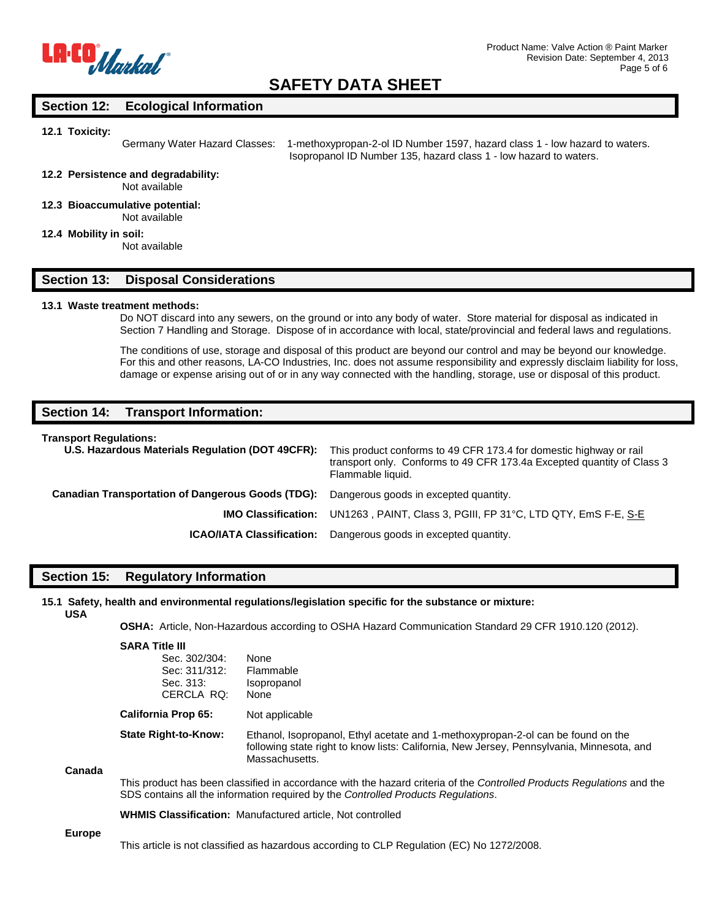## Section 12: Ecological Information

**12.1 Toxicity:**

Germany Water Hazard Classes: 1-methoxypropan-2-ol ID Number 1597, hazard class 1 - low hazard to waters. Isopropanol ID Number 135, hazard class 1 - low hazard to waters.

**12.2 Persistence and degradability:**
Not available

**12.3 Bioaccumulative potential:**
Not available

**12.4 Mobility in soil:**
Not available

## Section 13: Disposal Considerations

**13.1 Waste treatment methods:**

Do NOT discard into any sewers, on the ground or into any body of water. Store material for disposal as indicated in Section 7 Handling and Storage. Dispose of in accordance with local, state/provincial and federal laws and regulations.

The conditions of use, storage and disposal of this product are beyond our control and may be beyond our knowledge. For this and other reasons, LA-CO Industries, Inc. does not assume responsibility and expressly disclaim liability for loss, damage or expense arising out of or in any way connected with the handling, storage, use or disposal of this product.

## Section 14: Transport Information:

**Transport Regulations:**

| | |
|---|---|
| **U.S. Hazardous Materials Regulation (DOT 49CFR):** | This product conforms to 49 CFR 173.4 for domestic highway or rail transport only. Conforms to 49 CFR 173.4a Excepted quantity of Class 3 Flammable liquid. |
| **Canadian Transportation of Dangerous Goods (TDG):** | Dangerous goods in excepted quantity. |
| **IMO Classification:** | UN1263 , PAINT, Class 3, PGIII, FP 31°C, LTD QTY, EmS F-E, S-E |
| **ICAO/IATA Classification:** | Dangerous goods in excepted quantity. |

## Section 15: Regulatory Information

**15.1 Safety, health and environmental regulations/legislation specific for the substance or mixture:**

**USA**

**OSHA:** Article, Non-Hazardous according to OSHA Hazard Communication Standard 29 CFR 1910.120 (2012).

**SARA Title III**

| | |
|---|---|
| Sec. 302/304: | None |
| Sec: 311/312: | Flammable |
| Sec. 313: | Isopropanol |
| CERCLA RQ: | None |

**California Prop 65:** Not applicable

**State Right-to-Know:** Ethanol, Isopropanol, Ethyl acetate and 1-methoxypropan-2-ol can be found on the following state right to know lists: California, New Jersey, Pennsylvania, Minnesota, and Massachusetts.

**Canada**

This product has been classified in accordance with the hazard criteria of the *Controlled Products Regulations* and the SDS contains all the information required by the *Controlled Products Regulations*.

**WHMIS Classification:** Manufactured article, Not controlled

**Europe**

This article is not classified as hazardous according to CLP Regulation (EC) No 1272/2008.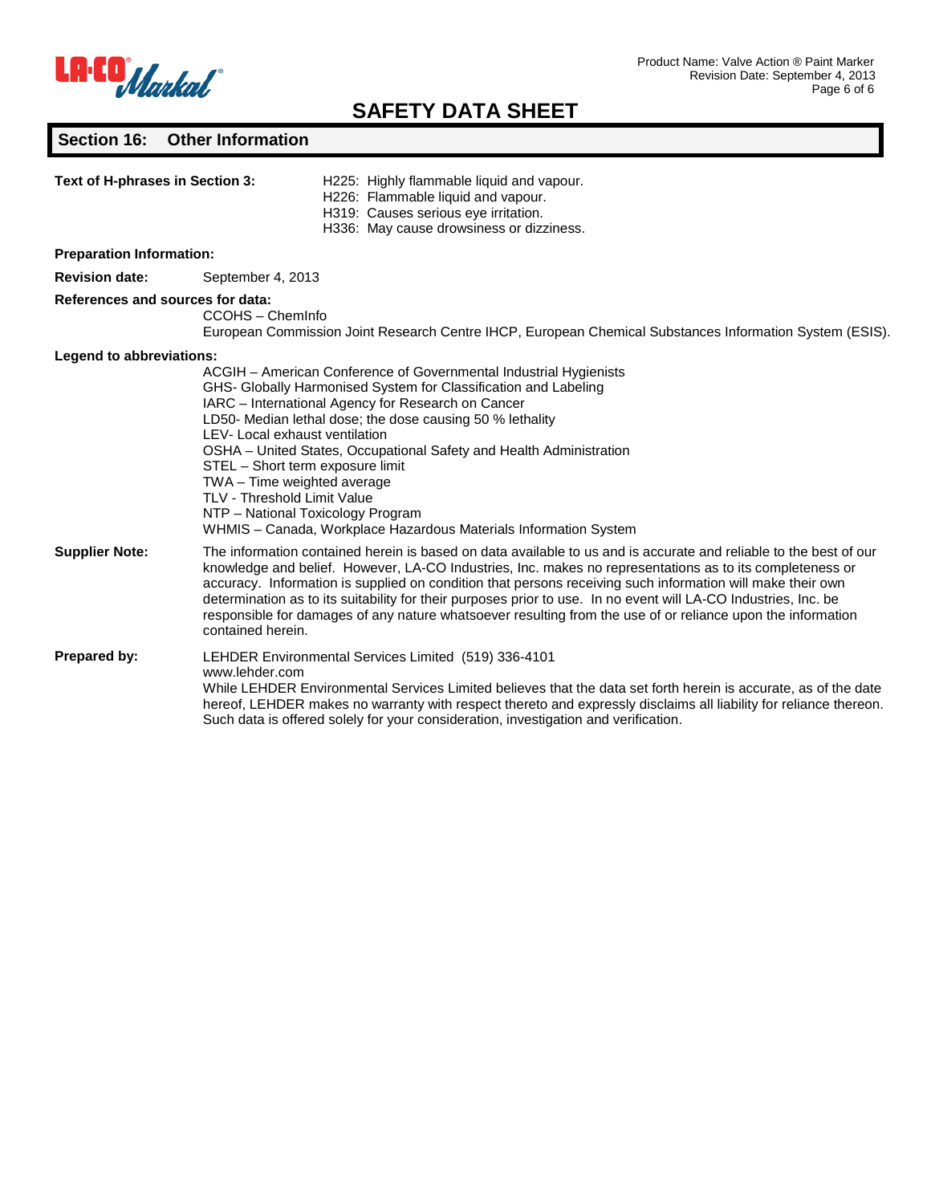# SAFETY DATA SHEET

## Section 16: Other Information

**Text of H-phrases in Section 3:**

H225: Highly flammable liquid and vapour.
H226: Flammable liquid and vapour.
H319: Causes serious eye irritation.
H336: May cause drowsiness or dizziness.

**Preparation Information:**

**Revision date:** September 4, 2013

**References and sources for data:**

CCOHS – ChemInfo
European Commission Joint Research Centre IHCP, European Chemical Substances Information System (ESIS).

**Legend to abbreviations:**

ACGIH – American Conference of Governmental Industrial Hygienists
GHS- Globally Harmonised System for Classification and Labeling
IARC – International Agency for Research on Cancer
LD50- Median lethal dose; the dose causing 50 % lethality
LEV- Local exhaust ventilation
OSHA – United States, Occupational Safety and Health Administration
STEL – Short term exposure limit
TWA – Time weighted average
TLV - Threshold Limit Value
NTP – National Toxicology Program
WHMIS – Canada, Workplace Hazardous Materials Information System

**Supplier Note:** The information contained herein is based on data available to us and is accurate and reliable to the best of our knowledge and belief. However, LA-CO Industries, Inc. makes no representations as to its completeness or accuracy. Information is supplied on condition that persons receiving such information will make their own determination as to its suitability for their purposes prior to use. In no event will LA-CO Industries, Inc. be responsible for damages of any nature whatsoever resulting from the use of or reliance upon the information contained herein.

**Prepared by:** LEHDER Environmental Services Limited (519) 336-4101
www.lehder.com
While LEHDER Environmental Services Limited believes that the data set forth herein is accurate, as of the date hereof, LEHDER makes no warranty with respect thereto and expressly disclaims all liability for reliance thereon. Such data is offered solely for your consideration, investigation and verification.